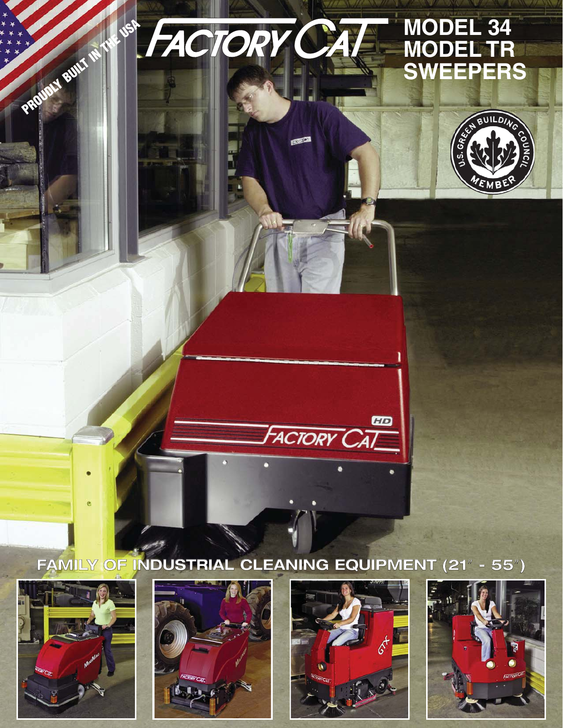PROUDLY BUILT IN THE USA

# FACTORY CAT

# MODEL 34
# MODEL TR
# SWEEPERS

U.S. GREEN BUILDING COUNCIL MEMBER

## FAMILY OF INDUSTRIAL CLEANING EQUIPMENT (21" - 55")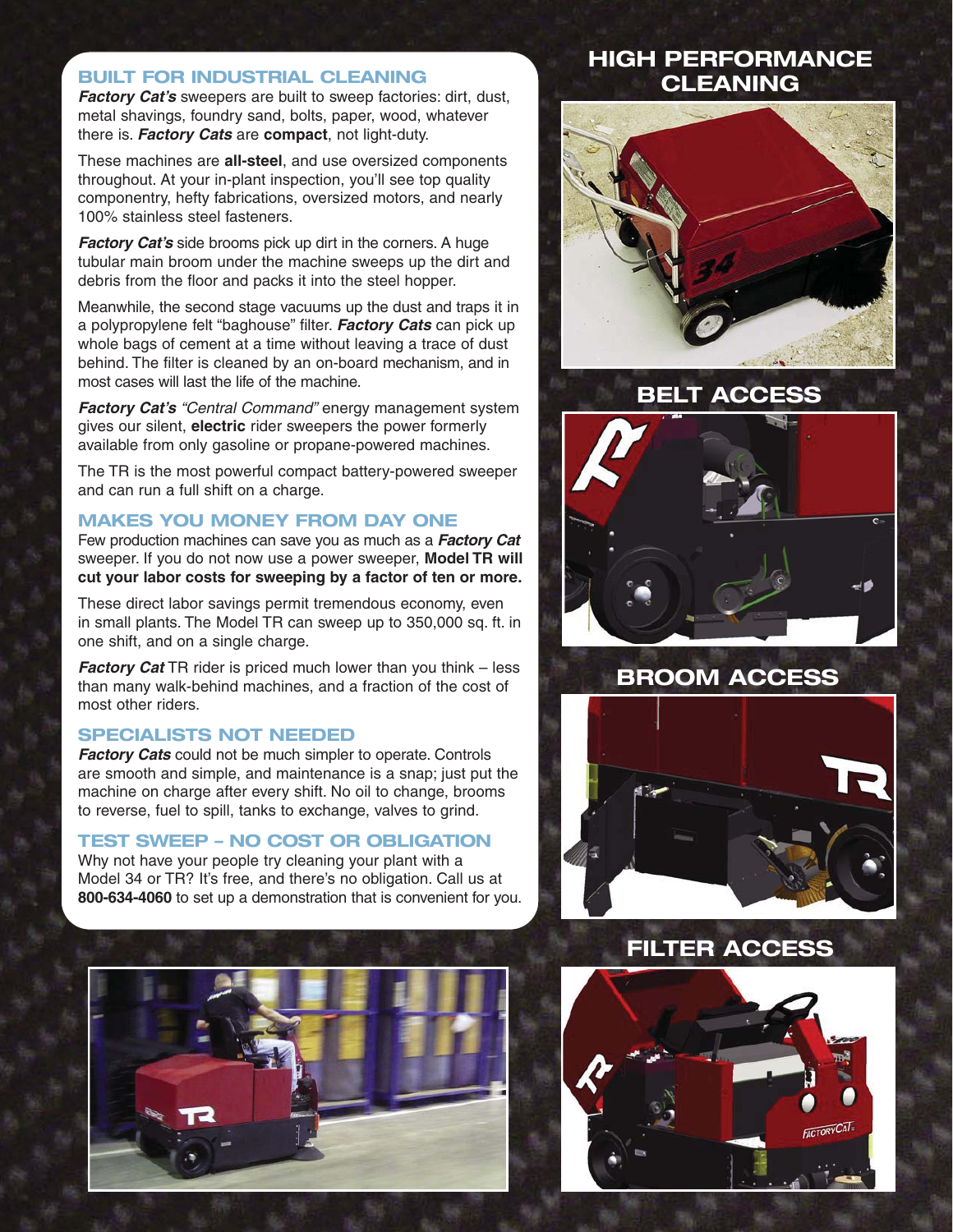## BUILT FOR INDUSTRIAL CLEANING

***Factory Cat's*** sweepers are built to sweep factories: dirt, dust, metal shavings, foundry sand, bolts, paper, wood, whatever there is. ***Factory Cats*** are **compact**, not light-duty.

These machines are **all-steel**, and use oversized components throughout. At your in-plant inspection, you'll see top quality componentry, hefty fabrications, oversized motors, and nearly 100% stainless steel fasteners.

***Factory Cat's*** side brooms pick up dirt in the corners. A huge tubular main broom under the machine sweeps up the dirt and debris from the floor and packs it into the steel hopper.

Meanwhile, the second stage vacuums up the dust and traps it in a polypropylene felt "baghouse" filter. ***Factory Cats*** can pick up whole bags of cement at a time without leaving a trace of dust behind. The filter is cleaned by an on-board mechanism, and in most cases will last the life of the machine.

***Factory Cat's*** *"Central Command"* energy management system gives our silent, **electric** rider sweepers the power formerly available from only gasoline or propane-powered machines.

The TR is the most powerful compact battery-powered sweeper and can run a full shift on a charge.

## MAKES YOU MONEY FROM DAY ONE

Few production machines can save you as much as a ***Factory Cat*** sweeper. If you do not now use a power sweeper, **Model TR will cut your labor costs for sweeping by a factor of ten or more.**

These direct labor savings permit tremendous economy, even in small plants. The Model TR can sweep up to 350,000 sq. ft. in one shift, and on a single charge.

***Factory Cat*** TR rider is priced much lower than you think – less than many walk-behind machines, and a fraction of the cost of most other riders.

## SPECIALISTS NOT NEEDED

***Factory Cats*** could not be much simpler to operate. Controls are smooth and simple, and maintenance is a snap; just put the machine on charge after every shift. No oil to change, brooms to reverse, fuel to spill, tanks to exchange, valves to grind.

## TEST SWEEP – NO COST OR OBLIGATION

Why not have your people try cleaning your plant with a Model 34 or TR? It's free, and there's no obligation. Call us at **800-634-4060** to set up a demonstration that is convenient for you.

## HIGH PERFORMANCE CLEANING

## BELT ACCESS

## BROOM ACCESS

## FILTER ACCESS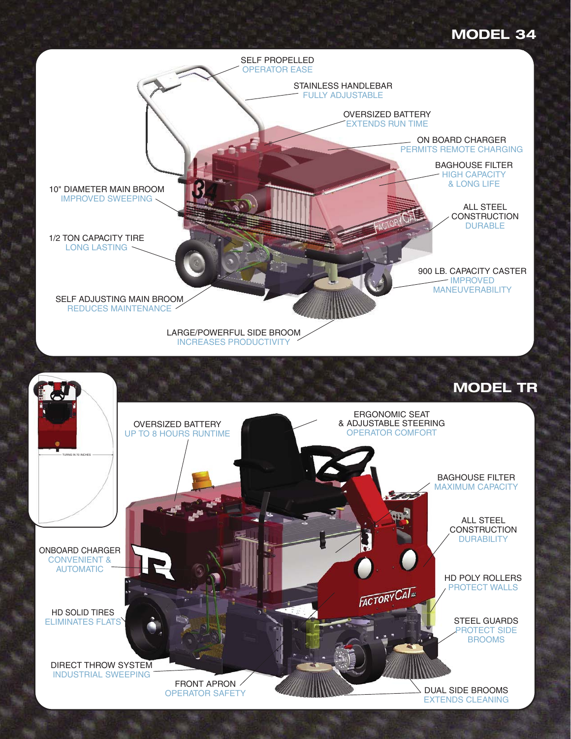## MODEL 34

SELF PROPELLED
OPERATOR EASE

STAINLESS HANDLEBAR
FULLY ADJUSTABLE

OVERSIZED BATTERY
EXTENDS RUN TIME

ON BOARD CHARGER
PERMITS REMOTE CHARGING

BAGHOUSE FILTER
HIGH CAPACITY & LONG LIFE

10" DIAMETER MAIN BROOM
IMPROVED SWEEPING

ALL STEEL CONSTRUCTION
DURABLE

1/2 TON CAPACITY TIRE
LONG LASTING

900 LB. CAPACITY CASTER
IMPROVED MANEUVERABILITY

SELF ADJUSTING MAIN BROOM
REDUCES MAINTENANCE

LARGE/POWERFUL SIDE BROOM
INCREASES PRODUCTIVITY

## MODEL TR

TURNS IN 70 INCHES

OVERSIZED BATTERY
UP TO 8 HOURS RUNTIME

ERGONOMIC SEAT & ADJUSTABLE STEERING
OPERATOR COMFORT

BAGHOUSE FILTER
MAXIMUM CAPACITY

ALL STEEL CONSTRUCTION
DURABILITY

ONBOARD CHARGER
CONVENIENT & AUTOMATIC

HD POLY ROLLERS
PROTECT WALLS

HD SOLID TIRES
ELIMINATES FLATS

STEEL GUARDS
PROTECT SIDE BROOMS

DIRECT THROW SYSTEM
INDUSTRIAL SWEEPING

FRONT APRON
OPERATOR SAFETY

DUAL SIDE BROOMS
EXTENDS CLEANING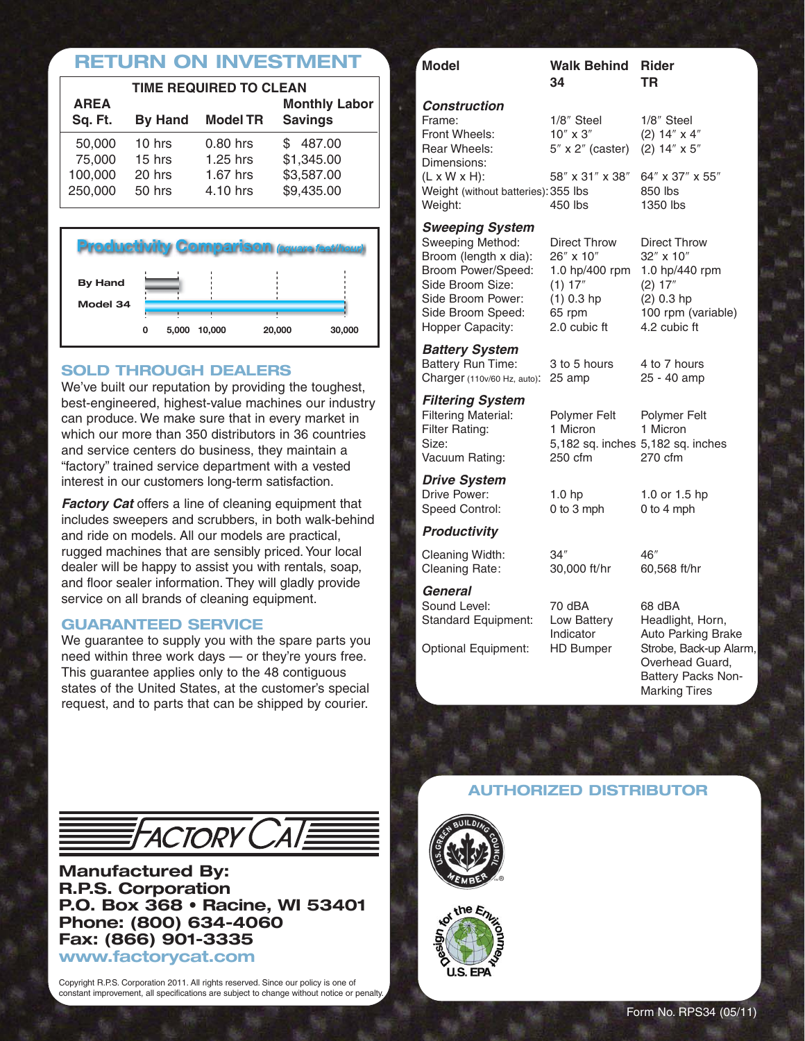## RETURN ON INVESTMENT

| TIME REQUIRED TO CLEAN | | | |
|---|---|---|---|
| AREA Sq. Ft. | By Hand | Model TR | Monthly Labor Savings |
| 50,000 | 10 hrs | 0.80 hrs | $ 487.00 |
| 75,000 | 15 hrs | 1.25 hrs | $1,345.00 |
| 100,000 | 20 hrs | 1.67 hrs | $3,587.00 |
| 250,000 | 50 hrs | 4.10 hrs | $9,435.00 |

Productivity Comparison (square feet/hour)

By Hand

Model 34

0
5,000
10,000
20,000
30,000

## SOLD THROUGH DEALERS

We've built our reputation by providing the toughest, best-engineered, highest-value machines our industry can produce. We make sure that in every market in which our more than 350 distributors in 36 countries and service centers do business, they maintain a "factory" trained service department with a vested interest in our customers long-term satisfaction.

***Factory Cat*** offers a line of cleaning equipment that includes sweepers and scrubbers, in both walk-behind and ride on models. All our models are practical, rugged machines that are sensibly priced. Your local dealer will be happy to assist you with rentals, soap, and floor sealer information. They will gladly provide service on all brands of cleaning equipment.

## GUARANTEED SERVICE

We guarantee to supply you with the spare parts you need within three work days — or they're yours free. This guarantee applies only to the 48 contiguous states of the United States, at the customer's special request, and to parts that can be shipped by courier.

| Model | Walk Behind 34 | Rider TR |
|---|---|---|
| ***Construction*** | | |
| Frame: | 1/8″ Steel | 1/8″ Steel |
| Front Wheels: | 10″ x 3″ | (2) 14″ x 4″ |
| Rear Wheels: | 5″ x 2″ (caster) | (2) 14″ x 5″ |
| Dimensions: (L x W x H): | 58″ x 31″ x 38″ | 64″ x 37″ x 55″ |
| Weight (without batteries): | 355 lbs | 850 lbs |
| Weight: | 450 lbs | 1350 lbs |
| ***Sweeping System*** | | |
| Sweeping Method: | Direct Throw | Direct Throw |
| Broom (length x dia): | 26″ x 10″ | 32″ x 10″ |
| Broom Power/Speed: | 1.0 hp/400 rpm | 1.0 hp/440 rpm |
| Side Broom Size: | (1) 17″ | (2) 17″ |
| Side Broom Power: | (1) 0.3 hp | (2) 0.3 hp |
| Side Broom Speed: | 65 rpm | 100 rpm (variable) |
| Hopper Capacity: | 2.0 cubic ft | 4.2 cubic ft |
| ***Battery System*** | | |
| Battery Run Time: | 3 to 5 hours | 4 to 7 hours |
| Charger (110v/60 Hz, auto): | 25 amp | 25 - 40 amp |
| ***Filtering System*** | | |
| Filtering Material: | Polymer Felt | Polymer Felt |
| Filter Rating: | 1 Micron | 1 Micron |
| Size: | 5,182 sq. inches | 5,182 sq. inches |
| Vacuum Rating: | 250 cfm | 270 cfm |
| ***Drive System*** | | |
| Drive Power: | 1.0 hp | 1.0 or 1.5 hp |
| Speed Control: | 0 to 3 mph | 0 to 4 mph |
| ***Productivity*** | | |
| Cleaning Width: | 34″ | 46″ |
| Cleaning Rate: | 30,000 ft/hr | 60,568 ft/hr |
| ***General*** | | |
| Sound Level: | 70 dBA | 68 dBA |
| Standard Equipment: | Low Battery Indicator | Headlight, Horn, Auto Parking Brake |
| Optional Equipment: | HD Bumper | Strobe, Back-up Alarm, Overhead Guard, Battery Packs Non-Marking Tires |

FACTORY CAT

**Manufactured By:**
**R.P.S. Corporation**
**P.O. Box 368 • Racine, WI 53401**
**Phone: (800) 634-4060**
**Fax: (866) 901-3335**
**www.factorycat.com**

Copyright R.P.S. Corporation 2011. All rights reserved. Since our policy is one of constant improvement, all specifications are subject to change without notice or penalty.

## AUTHORIZED DISTRIBUTOR

U.S. Green Building Council Member

Design for the Environment U.S. EPA

Form No. RPS34 (05/11)